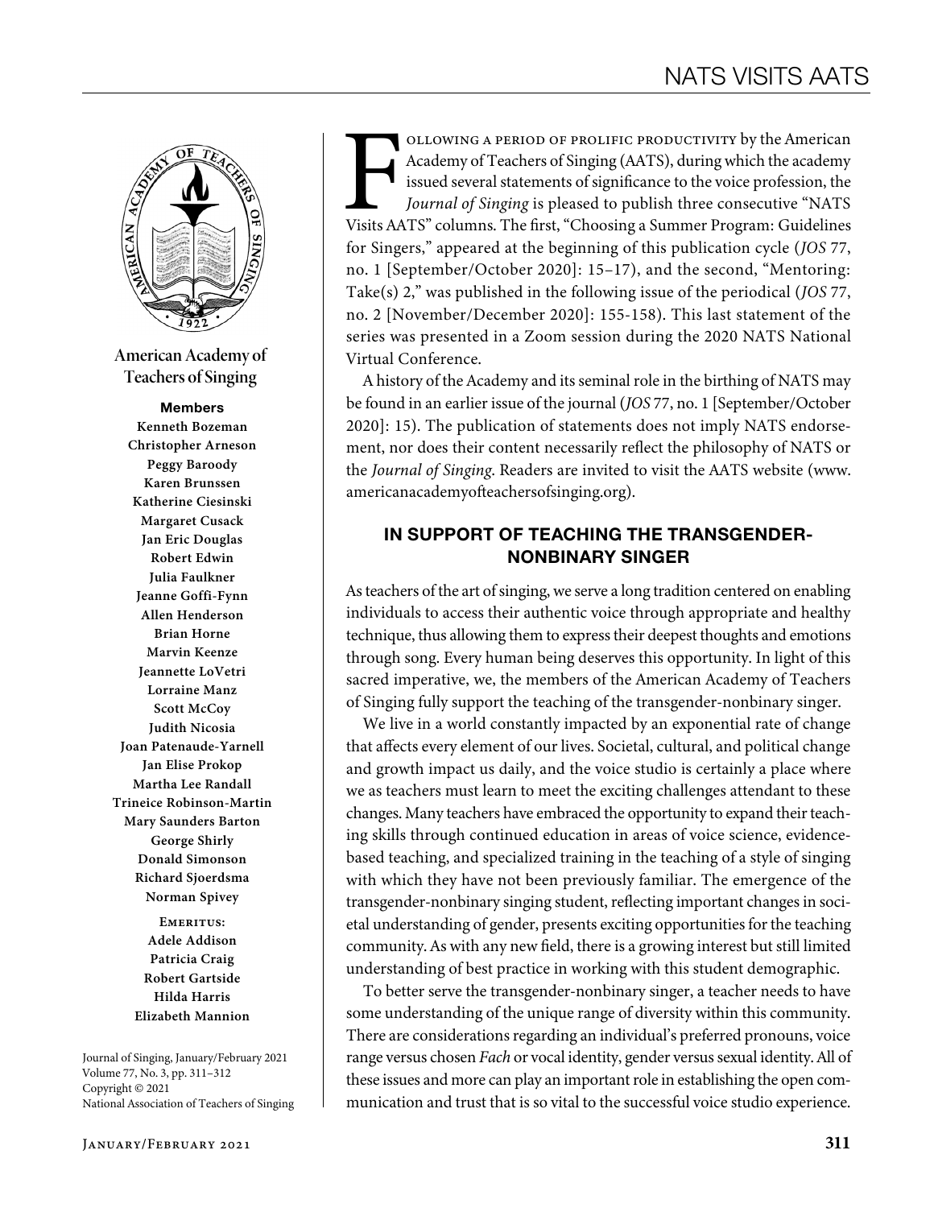American Academy of Teachers of Singing

**Members**

Kenneth Bozeman
Christopher Arneson
Peggy Baroody
Karen Brunssen
Katherine Ciesinski
Margaret Cusack
Jan Eric Douglas
Robert Edwin
Julia Faulkner
Jeanne Goffi-Fynn
Allen Henderson
Brian Horne
Marvin Keenze
Jeannette LoVetri
Lorraine Manz
Scott McCoy
Judith Nicosia
Joan Patenaude-Yarnell
Jan Elise Prokop
Martha Lee Randall
Trineice Robinson-Martin
Mary Saunders Barton
George Shirly
Donald Simonson
Richard Sjoerdsma
Norman Spivey

**Emeritus:**
Adele Addison
Patricia Craig
Robert Gartside
Hilda Harris
Elizabeth Mannion

Journal of Singing, January/February 2021
Volume 77, No. 3, pp. 311–312
Copyright © 2021
National Association of Teachers of Singing

Following a period of prolific productivity by the American Academy of Teachers of Singing (AATS), during which the academy issued several statements of significance to the voice profession, the *Journal of Singing* is pleased to publish three consecutive "NATS Visits AATS" columns. The first, "Choosing a Summer Program: Guidelines for Singers," appeared at the beginning of this publication cycle (*JOS* 77, no. 1 [September/October 2020]: 15–17), and the second, "Mentoring: Take(s) 2," was published in the following issue of the periodical (*JOS* 77, no. 2 [November/December 2020]: 155-158). This last statement of the series was presented in a Zoom session during the 2020 NATS National Virtual Conference.

A history of the Academy and its seminal role in the birthing of NATS may be found in an earlier issue of the journal (*JOS* 77, no. 1 [September/October 2020]: 15). The publication of statements does not imply NATS endorsement, nor does their content necessarily reflect the philosophy of NATS or the *Journal of Singing*. Readers are invited to visit the AATS website (www.americanacademyofteachersofsinging.org).

## IN SUPPORT OF TEACHING THE TRANSGENDER-NONBINARY SINGER

As teachers of the art of singing, we serve a long tradition centered on enabling individuals to access their authentic voice through appropriate and healthy technique, thus allowing them to express their deepest thoughts and emotions through song. Every human being deserves this opportunity. In light of this sacred imperative, we, the members of the American Academy of Teachers of Singing fully support the teaching of the transgender-nonbinary singer.

We live in a world constantly impacted by an exponential rate of change that affects every element of our lives. Societal, cultural, and political change and growth impact us daily, and the voice studio is certainly a place where we as teachers must learn to meet the exciting challenges attendant to these changes. Many teachers have embraced the opportunity to expand their teaching skills through continued education in areas of voice science, evidence-based teaching, and specialized training in the teaching of a style of singing with which they have not been previously familiar. The emergence of the transgender-nonbinary singing student, reflecting important changes in societal understanding of gender, presents exciting opportunities for the teaching community. As with any new field, there is a growing interest but still limited understanding of best practice in working with this student demographic.

To better serve the transgender-nonbinary singer, a teacher needs to have some understanding of the unique range of diversity within this community. There are considerations regarding an individual's preferred pronouns, voice range versus chosen *Fach* or vocal identity, gender versus sexual identity. All of these issues and more can play an important role in establishing the open communication and trust that is so vital to the successful voice studio experience.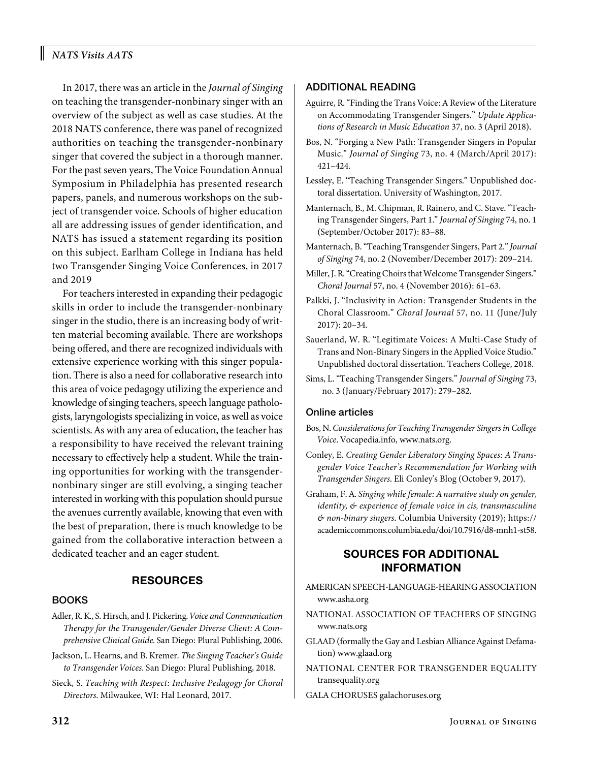In 2017, there was an article in the *Journal of Singing* on teaching the transgender-nonbinary singer with an overview of the subject as well as case studies. At the 2018 NATS conference, there was panel of recognized authorities on teaching the transgender-nonbinary singer that covered the subject in a thorough manner. For the past seven years, The Voice Foundation Annual Symposium in Philadelphia has presented research papers, panels, and numerous workshops on the subject of transgender voice. Schools of higher education all are addressing issues of gender identification, and NATS has issued a statement regarding its position on this subject. Earlham College in Indiana has held two Transgender Singing Voice Conferences, in 2017 and 2019

For teachers interested in expanding their pedagogic skills in order to include the transgender-nonbinary singer in the studio, there is an increasing body of written material becoming available. There are workshops being offered, and there are recognized individuals with extensive experience working with this singer population. There is also a need for collaborative research into this area of voice pedagogy utilizing the experience and knowledge of singing teachers, speech language pathologists, laryngologists specializing in voice, as well as voice scientists. As with any area of education, the teacher has a responsibility to have received the relevant training necessary to effectively help a student. While the training opportunities for working with the transgender-nonbinary singer are still evolving, a singing teacher interested in working with this population should pursue the avenues currently available, knowing that even with the best of preparation, there is much knowledge to be gained from the collaborative interaction between a dedicated teacher and an eager student.

## RESOURCES

### BOOKS

Adler, R. K., S. Hirsch, and J. Pickering. *Voice and Communication Therapy for the Transgender/Gender Diverse Client: A Comprehensive Clinical Guide*. San Diego: Plural Publishing, 2006.

Jackson, L. Hearns, and B. Kremer. *The Singing Teacher's Guide to Transgender Voices*. San Diego: Plural Publishing, 2018.

Sieck, S. *Teaching with Respect: Inclusive Pedagogy for Choral Directors*. Milwaukee, WI: Hal Leonard, 2017.

### ADDITIONAL READING

Aguirre, R. "Finding the Trans Voice: A Review of the Literature on Accommodating Transgender Singers." *Update Applications of Research in Music Education* 37, no. 3 (April 2018).

Bos, N. "Forging a New Path: Transgender Singers in Popular Music." *Journal of Singing* 73, no. 4 (March/April 2017): 421–424.

Lessley, E. "Teaching Transgender Singers." Unpublished doctoral dissertation. University of Washington, 2017.

Manternach, B., M. Chipman, R. Rainero, and C. Stave. "Teaching Transgender Singers, Part 1." *Journal of Singing* 74, no. 1 (September/October 2017): 83–88.

Manternach, B. "Teaching Transgender Singers, Part 2." *Journal of Singing* 74, no. 2 (November/December 2017): 209–214.

Miller, J. R. "Creating Choirs that Welcome Transgender Singers." *Choral Journal* 57, no. 4 (November 2016): 61–63.

Palkki, J. "Inclusivity in Action: Transgender Students in the Choral Classroom." *Choral Journal* 57, no. 11 (June/July 2017): 20–34.

Sauerland, W. R. "Legitimate Voices: A Multi-Case Study of Trans and Non-Binary Singers in the Applied Voice Studio." Unpublished doctoral dissertation. Teachers College, 2018.

Sims, L. "Teaching Transgender Singers." *Journal of Singing* 73, no. 3 (January/February 2017): 279–282.

### Online articles

Bos, N. *Considerations for Teaching Transgender Singers in College Voice*. Vocapedia.info, www.nats.org.

Conley, E. *Creating Gender Liberatory Singing Spaces: A Transgender Voice Teacher's Recommendation for Working with Transgender Singers*. Eli Conley's Blog (October 9, 2017).

Graham, F. A. *Singing while female: A narrative study on gender, identity, & experience of female voice in cis, transmasculine & non-binary singers*. Columbia University (2019); https://academiccommons.columbia.edu/doi/10.7916/d8-mnh1-st58.

## SOURCES FOR ADDITIONAL INFORMATION

AMERICAN SPEECH-LANGUAGE-HEARING ASSOCIATION www.asha.org

NATIONAL ASSOCIATION OF TEACHERS OF SINGING www.nats.org

GLAAD (formally the Gay and Lesbian Alliance Against Defamation) www.glaad.org

NATIONAL CENTER FOR TRANSGENDER EQUALITY transequality.org

GALA CHORUSES galachoruses.org